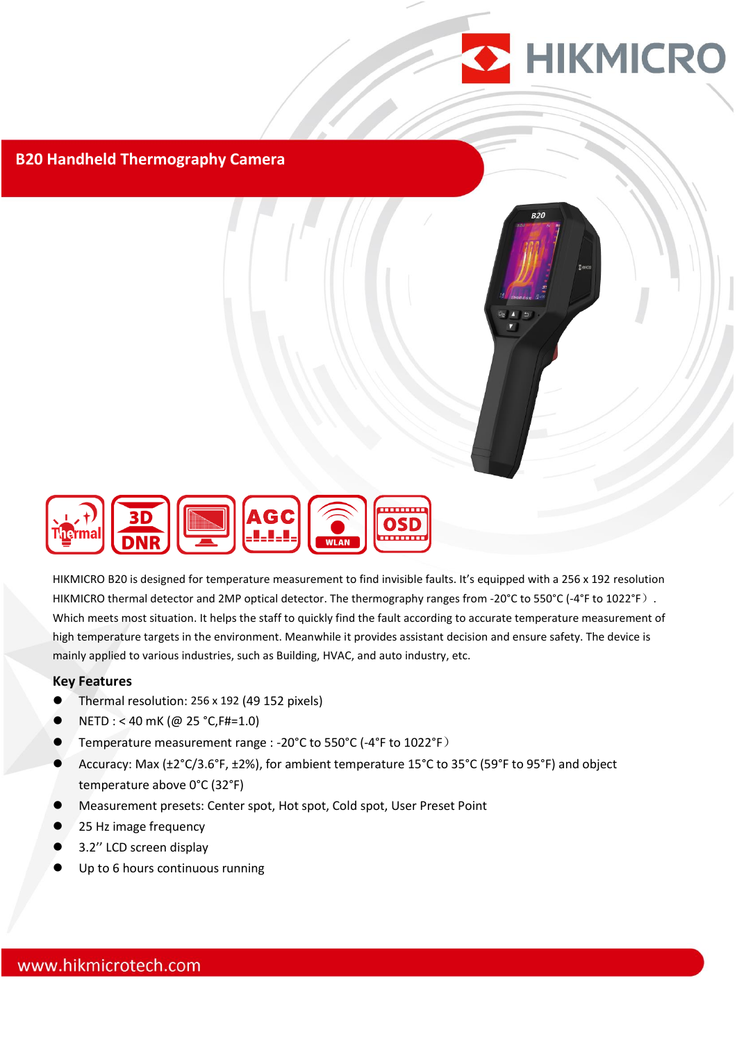# B20 Handheld Thermography Camera

HIKMICRO B20 is designed for temperature measurement to find invisible faults. It's equipped with a 256 x 192 resolution HIKMICRO thermal detector and 2MP optical detector. The thermography ranges from -20°C to 550°C (-4°F to 1022°F）. Which meets most situation. It helps the staff to quickly find the fault according to accurate temperature measurement of high temperature targets in the environment. Meanwhile it provides assistant decision and ensure safety. The device is mainly applied to various industries, such as Building, HVAC, and auto industry, etc.

## Key Features

- Thermal resolution: 256 x 192 (49 152 pixels)
- NETD : < 40 mK (@ 25 °C,F#=1.0)
- Temperature measurement range : -20°C to 550°C (-4°F to 1022°F）
- Accuracy: Max (±2°C/3.6°F, ±2%), for ambient temperature 15°C to 35°C (59°F to 95°F) and object temperature above 0°C (32°F)
- Measurement presets: Center spot, Hot spot, Cold spot, User Preset Point
- 25 Hz image frequency
- 3.2'' LCD screen display
- Up to 6 hours continuous running

www.hikmicrotech.com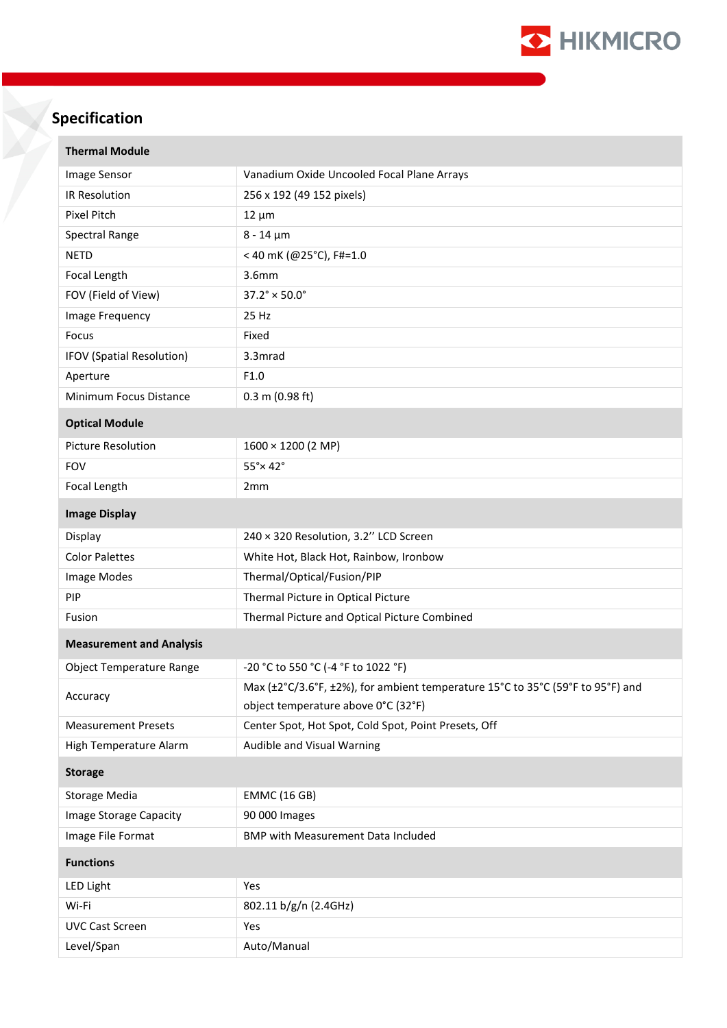## Specification

| Thermal Module | |
|---|---|
| Image Sensor | Vanadium Oxide Uncooled Focal Plane Arrays |
| IR Resolution | 256 x 192 (49 152 pixels) |
| Pixel Pitch | 12 µm |
| Spectral Range | 8 - 14 µm |
| NETD | < 40 mK (@25°C), F#=1.0 |
| Focal Length | 3.6mm |
| FOV (Field of View) | 37.2° × 50.0° |
| Image Frequency | 25 Hz |
| Focus | Fixed |
| IFOV (Spatial Resolution) | 3.3mrad |
| Aperture | F1.0 |
| Minimum Focus Distance | 0.3 m (0.98 ft) |
| **Optical Module** | |
| Picture Resolution | 1600 × 1200 (2 MP) |
| FOV | 55°× 42° |
| Focal Length | 2mm |
| **Image Display** | |
| Display | 240 × 320 Resolution, 3.2'' LCD Screen |
| Color Palettes | White Hot, Black Hot, Rainbow, Ironbow |
| Image Modes | Thermal/Optical/Fusion/PIP |
| PIP | Thermal Picture in Optical Picture |
| Fusion | Thermal Picture and Optical Picture Combined |
| **Measurement and Analysis** | |
| Object Temperature Range | -20 °C to 550 °C (-4 °F to 1022 °F) |
| Accuracy | Max (±2°C/3.6°F, ±2%), for ambient temperature 15°C to 35°C (59°F to 95°F) and object temperature above 0°C (32°F) |
| Measurement Presets | Center Spot, Hot Spot, Cold Spot, Point Presets, Off |
| High Temperature Alarm | Audible and Visual Warning |
| **Storage** | |
| Storage Media | EMMC (16 GB) |
| Image Storage Capacity | 90 000 Images |
| Image File Format | BMP with Measurement Data Included |
| **Functions** | |
| LED Light | Yes |
| Wi-Fi | 802.11 b/g/n (2.4GHz) |
| UVC Cast Screen | Yes |
| Level/Span | Auto/Manual |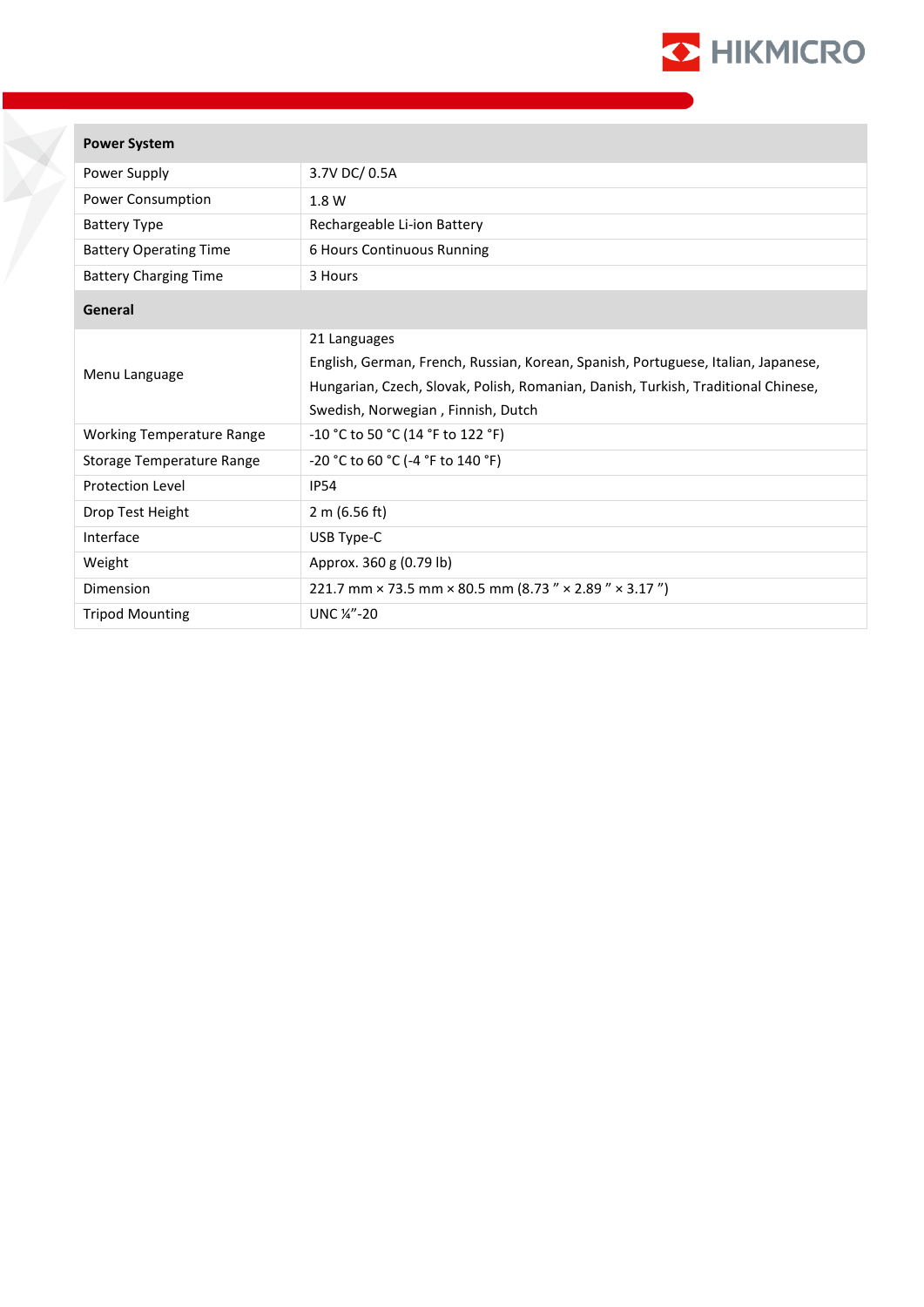| Power System | |
|---|---|
| Power Supply | 3.7V DC/ 0.5A |
| Power Consumption | 1.8 W |
| Battery Type | Rechargeable Li-ion Battery |
| Battery Operating Time | 6 Hours Continuous Running |
| Battery Charging Time | 3 Hours |
| **General** | |
| Menu Language | 21 Languages<br>English, German, French, Russian, Korean, Spanish, Portuguese, Italian, Japanese, Hungarian, Czech, Slovak, Polish, Romanian, Danish, Turkish, Traditional Chinese, Swedish, Norwegian , Finnish, Dutch |
| Working Temperature Range | -10 °C to 50 °C (14 °F to 122 °F) |
| Storage Temperature Range | -20 °C to 60 °C (-4 °F to 140 °F) |
| Protection Level | IP54 |
| Drop Test Height | 2 m (6.56 ft) |
| Interface | USB Type-C |
| Weight | Approx. 360 g (0.79 lb) |
| Dimension | 221.7 mm × 73.5 mm × 80.5 mm (8.73 ″ × 2.89 ″ × 3.17 ″) |
| Tripod Mounting | UNC ¼″-20 |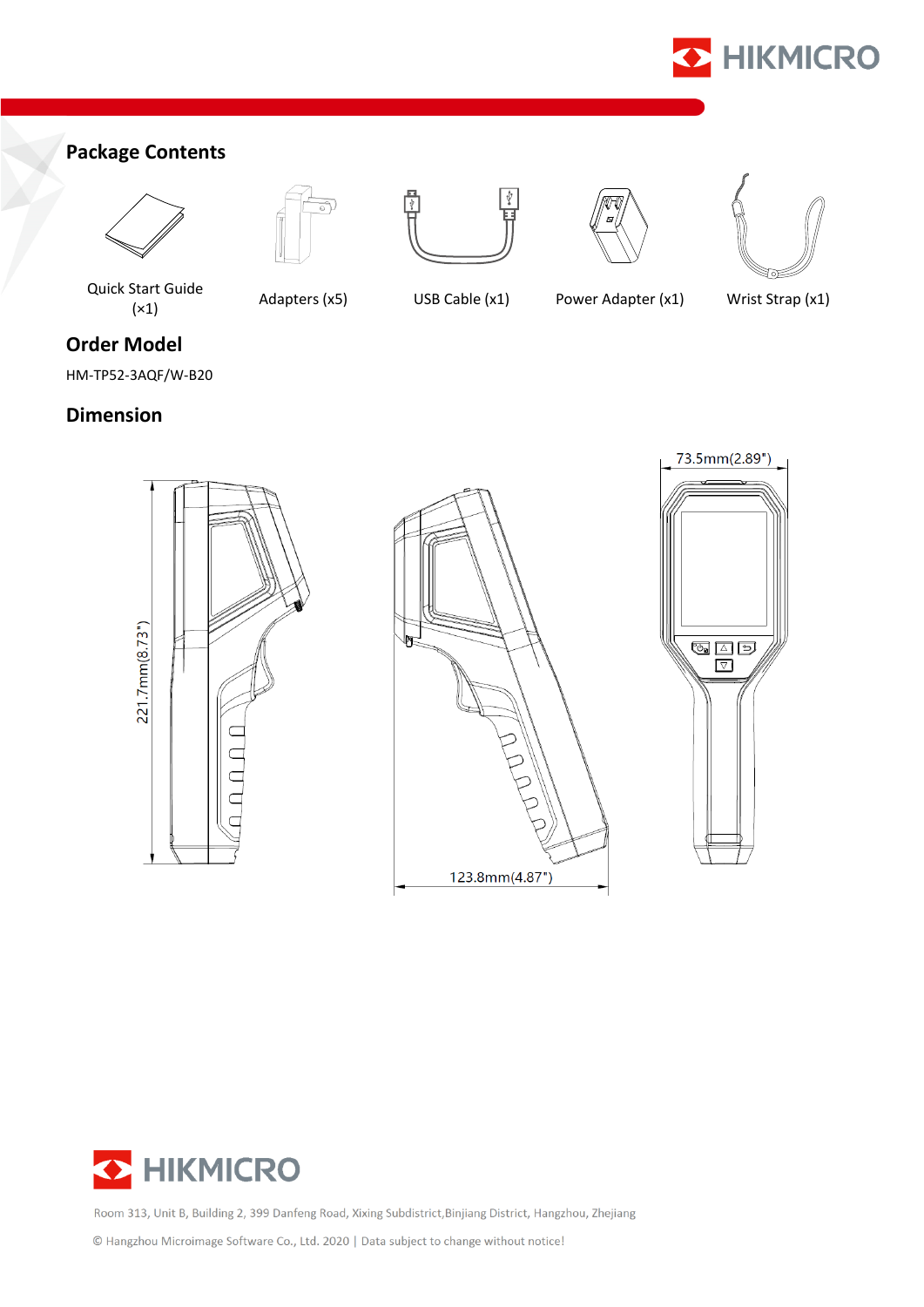## Package Contents

Quick Start Guide (×1)

Adapters (x5)

USB Cable (x1)

Power Adapter (x1)

Wrist Strap (x1)

## Order Model

HM-TP52-3AQF/W-B20

## Dimension

221.7mm(8.73")

123.8mm(4.87")

73.5mm(2.89")

Room 313, Unit B, Building 2, 399 Danfeng Road, Xixing Subdistrict,Binjiang District, Hangzhou, Zhejiang

© Hangzhou Microimage Software Co., Ltd. 2020 | Data subject to change without notice!